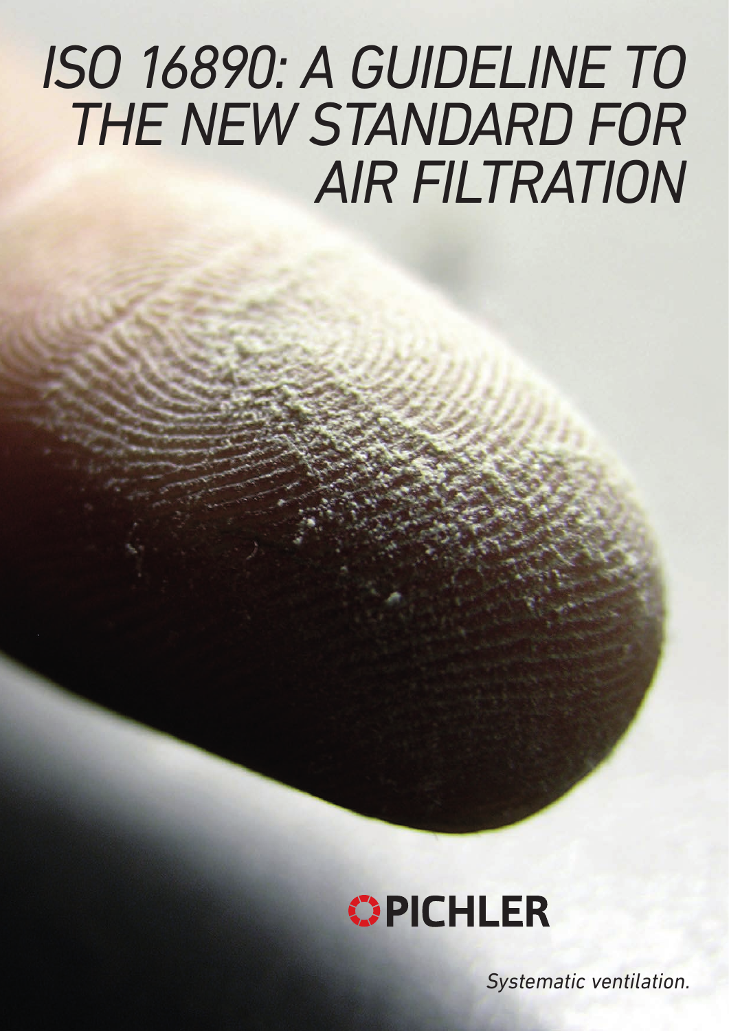# ISO 16890: A GUIDELINE TO THE NEW STANDARD FOR AIR FILTRATION

PICHLER

*Systematic ventilation.*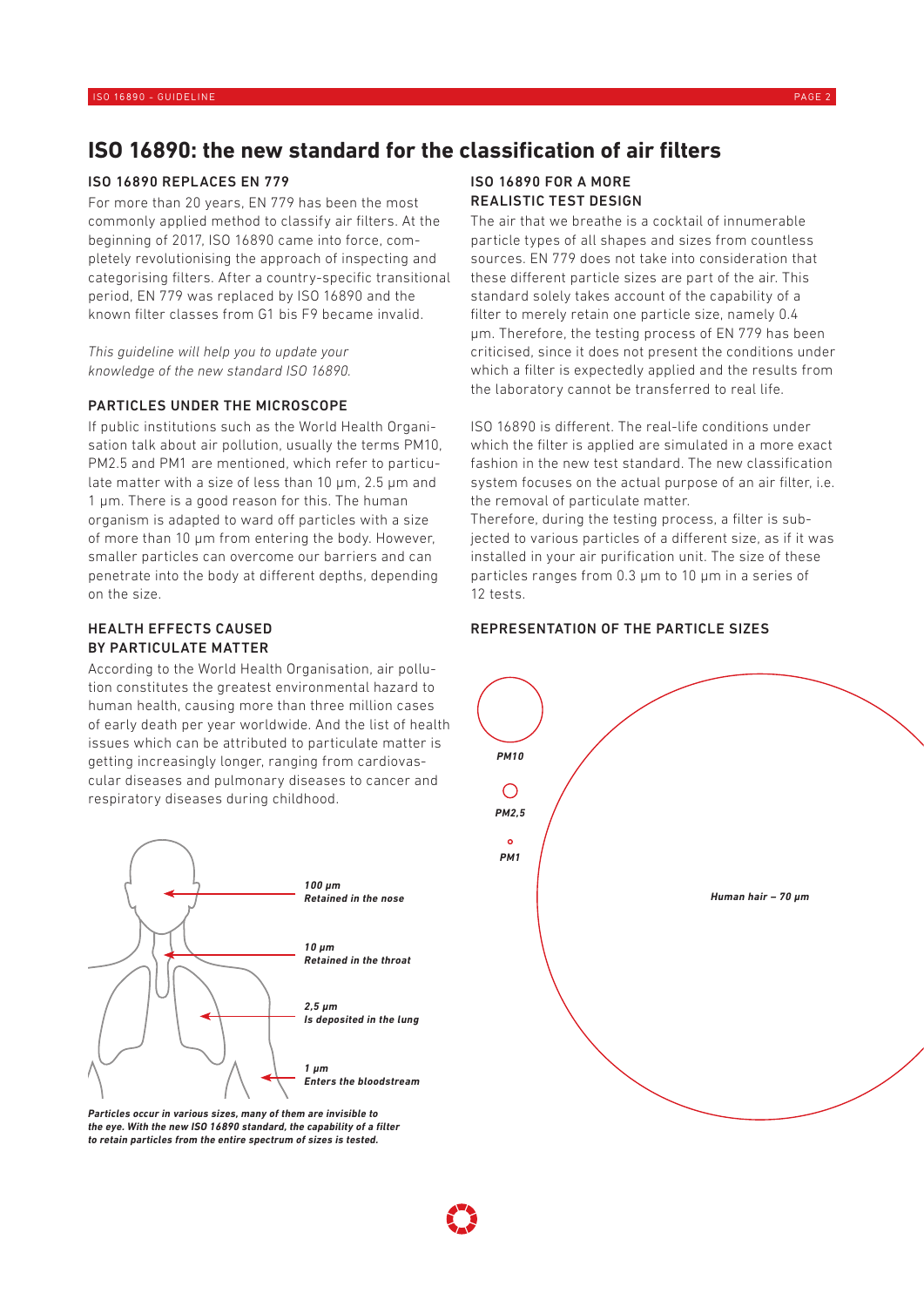# ISO 16890: the new standard for the classification of air filters

### ISO 16890 REPLACES EN 779

For more than 20 years, EN 779 has been the most commonly applied method to classify air filters. At the beginning of 2017, ISO 16890 came into force, completely revolutionising the approach of inspecting and categorising filters. After a country-specific transitional period, EN 779 was replaced by ISO 16890 and the known filter classes from G1 bis F9 became invalid.

*This guideline will help you to update your knowledge of the new standard ISO 16890.*

### PARTICLES UNDER THE MICROSCOPE

If public institutions such as the World Health Organisation talk about air pollution, usually the terms PM10, PM2.5 and PM1 are mentioned, which refer to particulate matter with a size of less than 10 µm, 2.5 µm and 1 µm. There is a good reason for this. The human organism is adapted to ward off particles with a size of more than 10 µm from entering the body. However, smaller particles can overcome our barriers and can penetrate into the body at different depths, depending on the size.

### HEALTH EFFECTS CAUSED BY PARTICULATE MATTER

According to the World Health Organisation, air pollution constitutes the greatest environmental hazard to human health, causing more than three million cases of early death per year worldwide. And the list of health issues which can be attributed to particulate matter is getting increasingly longer, ranging from cardiovascular diseases and pulmonary diseases to cancer and respiratory diseases during childhood.

***100 µm*** ***Retained in the nose***

***10 µm*** ***Retained in the throat***

***2,5 µm*** ***Is deposited in the lung***

***1 µm*** ***Enters the bloodstream***

***Particles occur in various sizes, many of them are invisible to the eye. With the new ISO 16890 standard, the capability of a filter to retain particles from the entire spectrum of sizes is tested.***

### ISO 16890 FOR A MORE REALISTIC TEST DESIGN

The air that we breathe is a cocktail of innumerable particle types of all shapes and sizes from countless sources. EN 779 does not take into consideration that these different particle sizes are part of the air. This standard solely takes account of the capability of a filter to merely retain one particle size, namely 0.4 µm. Therefore, the testing process of EN 779 has been criticised, since it does not present the conditions under which a filter is expectedly applied and the results from the laboratory cannot be transferred to real life.

ISO 16890 is different. The real-life conditions under which the filter is applied are simulated in a more exact fashion in the new test standard. The new classification system focuses on the actual purpose of an air filter, i.e. the removal of particulate matter.
Therefore, during the testing process, a filter is subjected to various particles of a different size, as if it was installed in your air purification unit. The size of these particles ranges from 0.3 µm to 10 µm in a series of 12 tests.

### REPRESENTATION OF THE PARTICLE SIZES

***PM10***

***PM2,5***

***PM1***

***Human hair – 70 µm***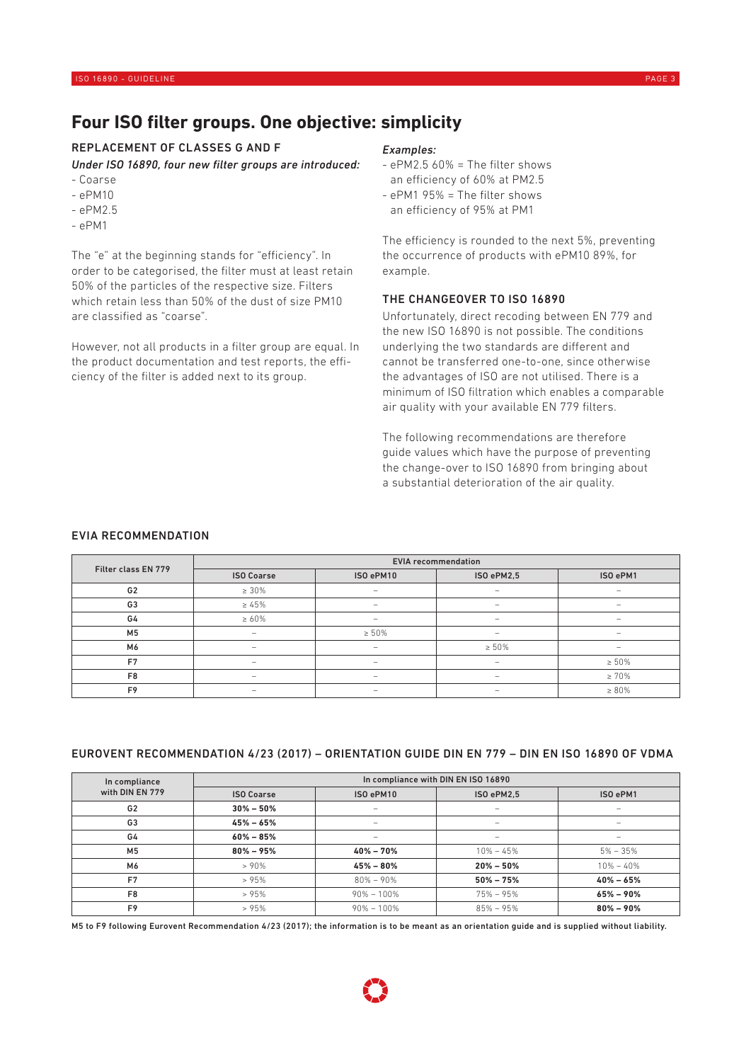# Four ISO filter groups. One objective: simplicity

## REPLACEMENT OF CLASSES G AND F

*Under ISO 16890, four new filter groups are introduced:*

- Coarse
- ePM10
- ePM2.5
- ePM1

The "e" at the beginning stands for "efficiency". In order to be categorised, the filter must at least retain 50% of the particles of the respective size. Filters which retain less than 50% of the dust of size PM10 are classified as "coarse".

However, not all products in a filter group are equal. In the product documentation and test reports, the efficiency of the filter is added next to its group.

*Examples:*

- ePM2.5 60% = The filter shows an efficiency of 60% at PM2.5
- ePM1 95% = The filter shows an efficiency of 95% at PM1

The efficiency is rounded to the next 5%, preventing the occurrence of products with ePM10 89%, for example.

## THE CHANGEOVER TO ISO 16890

Unfortunately, direct recoding between EN 779 and the new ISO 16890 is not possible. The conditions underlying the two standards are different and cannot be transferred one-to-one, since otherwise the advantages of ISO are not utilised. There is a minimum of ISO filtration which enables a comparable air quality with your available EN 779 filters.

The following recommendations are therefore guide values which have the purpose of preventing the change-over to ISO 16890 from bringing about a substantial deterioration of the air quality.

## EVIA RECOMMENDATION

| Filter class EN 779 | EVIA recommendation | | | |
|---|---|---|---|---|
| | ISO Coarse | ISO ePM10 | ISO ePM2,5 | ISO ePM1 |
| G2 | ≥ 30% | – | – | – |
| G3 | ≥ 45% | – | – | – |
| G4 | ≥ 60% | – | – | – |
| M5 | – | ≥ 50% | – | – |
| M6 | – | – | ≥ 50% | – |
| F7 | – | – | – | ≥ 50% |
| F8 | – | – | – | ≥ 70% |
| F9 | – | – | – | ≥ 80% |

## EUROVENT RECOMMENDATION 4/23 (2017) – ORIENTATION GUIDE DIN EN 779 – DIN EN ISO 16890 OF VDMA

| In compliance with DIN EN 779 | In compliance with DIN EN ISO 16890 | | | |
|---|---|---|---|---|
| | ISO Coarse | ISO ePM10 | ISO ePM2,5 | ISO ePM1 |
| G2 | **30% – 50%** | – | – | – |
| G3 | **45% – 65%** | – | – | – |
| G4 | **60% – 85%** | – | – | – |
| M5 | **80% – 95%** | **40% – 70%** | 10% – 45% | 5% – 35% |
| M6 | > 90% | **45% – 80%** | **20% – 50%** | 10% – 40% |
| F7 | > 95% | 80% – 90% | **50% – 75%** | **40% – 65%** |
| F8 | > 95% | 90% – 100% | 75% – 95% | **65% – 90%** |
| F9 | > 95% | 90% – 100% | 85% – 95% | **80% – 90%** |

M5 to F9 following Eurovent Recommendation 4/23 (2017); the information is to be meant as an orientation guide and is supplied without liability.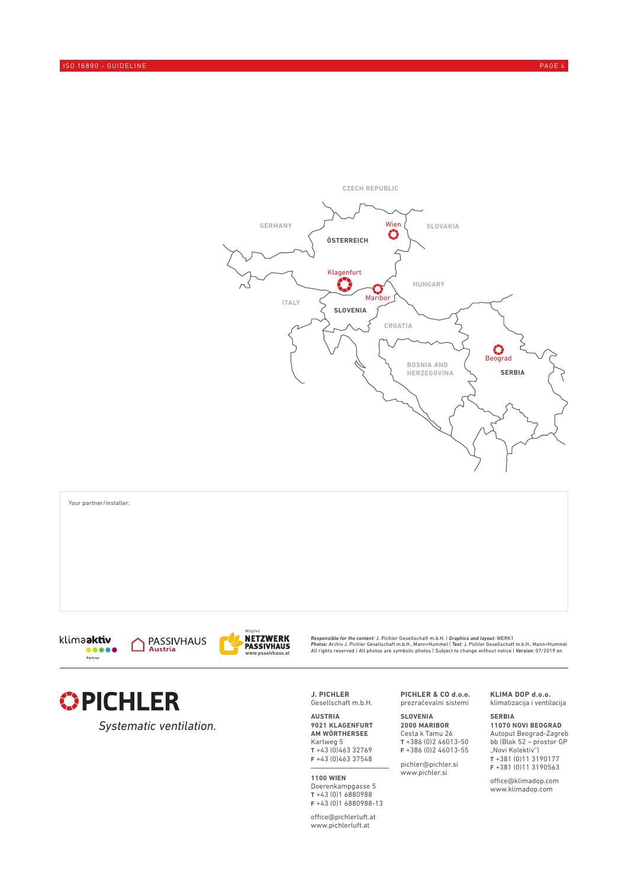CZECH REPUBLIC
GERMANY
Wien
SLOVAKIA
ÖSTERREICH
Klagenfurt
HUNGARY
Maribor
ITALY
SLOVENIA
CROATIA
Beograd
BOSNIA AND HERZEGOVINA
SERBIA

Your partner/installer:

klimaaktiv Partner

PASSIVHAUS Austria

Mitglied NETZWERK PASSIVHAUS www.passivhaus.at

***Responsible for the content:*** J. Pichler Gesellschaft m.b.H. | ***Graphics and layout:*** WERK1
***Photos:*** Archiv J. Pichler Gesellschaft m.b.H., Mann+Hummel | ***Text:*** J. Pichler Gesellschaft m.b.H., Mann+Hummel
All rights reserved | All photos are symbolic photos | Subject to change without notice | ***Version:*** 07/2019 en

**PICHLER**

*Systematic ventilation.*

**J. PICHLER**
Gesellschaft m.b.H.

**AUSTRIA**
**9021 KLAGENFURT AM WÖRTHERSEE**
Karlweg 5
**T** +43 (0)463 32769
**F** +43 (0)463 37548

**1100 WIEN**
Doerenkampgasse 5
**T** +43 (0)1 6880988
**F** +43 (0)1 6880988-13

office@pichlerluft.at
www.pichlerluft.at

**PICHLER & CO d.o.o.**
prezračevalni sistemi

**SLOVENIA**
**2000 MARIBOR**
Cesta k Tamu 26
**T** +386 (0)2 46013-50
**F** +386 (0)2 46013-55

pichler@pichler.si
www.pichler.si

**KLIMA DOP d.o.o.**
klimatizacija i ventilacija

**SERBIA**
**11070 NOVI BEOGRAD**
Autoput Beograd-Zagreb
bb (Blok 52 – prostor GP „Novi Kolektiv")
**T** +381 (0)11 3190177
**F** +381 (0)11 3190563

office@klimadop.com
www.klimadop.com